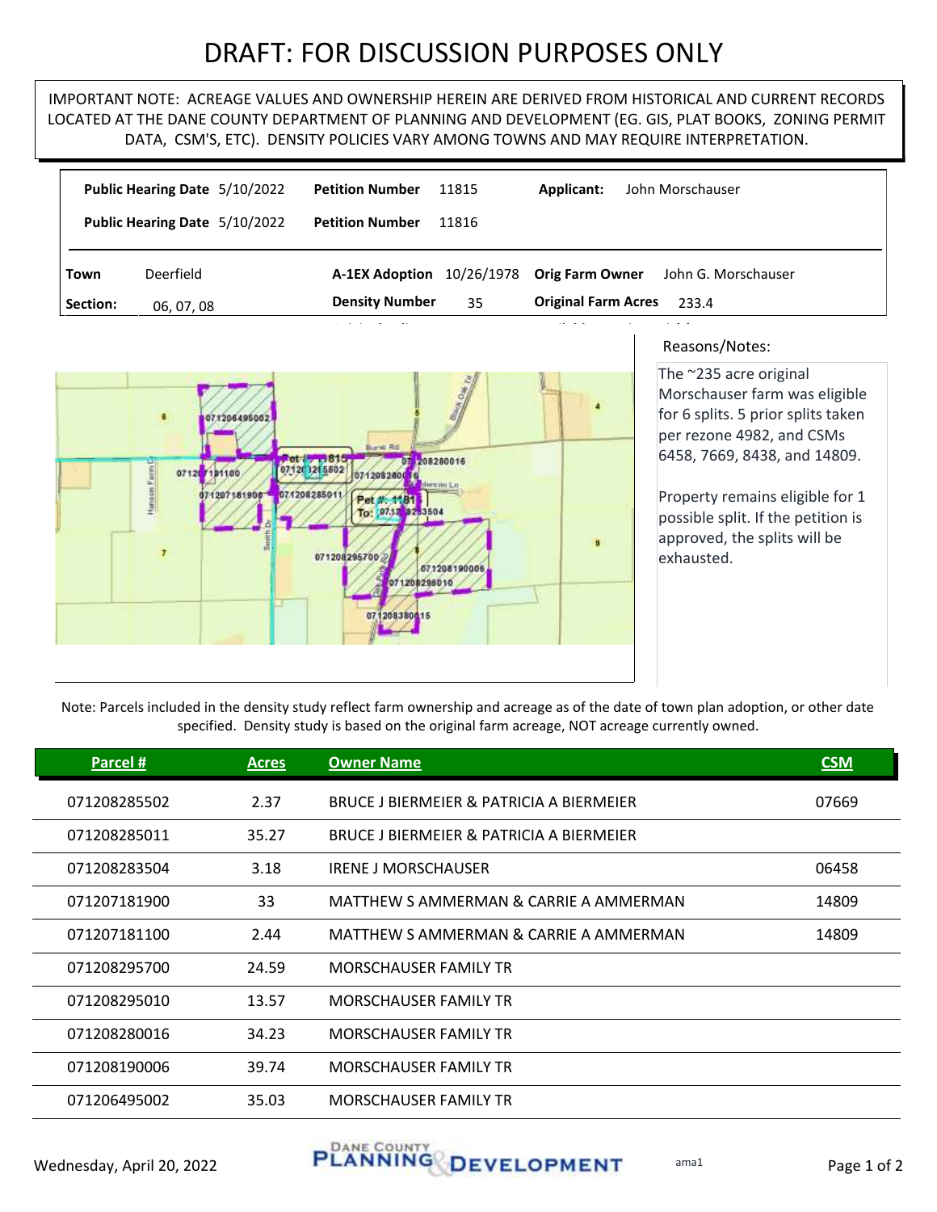# DRAFT: FOR DISCUSSION PURPOSES ONLY

IMPORTANT NOTE: ACREAGE VALUES AND OWNERSHIP HEREIN ARE DERIVED FROM HISTORICAL AND CURRENT RECORDS LOCATED AT THE DANE COUNTY DEPARTMENT OF PLANNING AND DEVELOPMENT (EG. GIS, PLAT BOOKS, ZONING PERMIT DATA, CSM'S, ETC). DENSITY POLICIES VARY AMONG TOWNS AND MAY REQUIRE INTERPRETATION.

**Public Hearing Date** 5/10/2022 **Petition Number** 11815 **Applicant:** John Morschauser

**Public Hearing Date** 5/10/2022 **Petition Number** 11816

| | | | | | |
|---|---|---|---|---|---|
| **Town** | Deerfield | **A-1EX Adoption** | 10/26/1978 | **Orig Farm Owner** | John G. Morschauser |
| **Section:** | 06, 07, 08 | **Density Number** | 35 | **Original Farm Acres** | 233.4 |

Reasons/Notes:

The ~235 acre original Morschauser farm was eligible for 6 splits. 5 prior splits taken per rezone 4982, and CSMs 6458, 7669, 8438, and 14809.

Property remains eligible for 1 possible split. If the petition is approved, the splits will be exhausted.

Note: Parcels included in the density study reflect farm ownership and acreage as of the date of town plan adoption, or other date specified. Density study is based on the original farm acreage, NOT acreage currently owned.

| Parcel # | Acres | Owner Name | CSM |
|---|---|---|---|
| 071208285502 | 2.37 | BRUCE J BIERMEIER & PATRICIA A BIERMEIER | 07669 |
| 071208285011 | 35.27 | BRUCE J BIERMEIER & PATRICIA A BIERMEIER | |
| 071208283504 | 3.18 | IRENE J MORSCHAUSER | 06458 |
| 071207181900 | 33 | MATTHEW S AMMERMAN & CARRIE A AMMERMAN | 14809 |
| 071207181100 | 2.44 | MATTHEW S AMMERMAN & CARRIE A AMMERMAN | 14809 |
| 071208295700 | 24.59 | MORSCHAUSER FAMILY TR | |
| 071208295010 | 13.57 | MORSCHAUSER FAMILY TR | |
| 071208280016 | 34.23 | MORSCHAUSER FAMILY TR | |
| 071208190006 | 39.74 | MORSCHAUSER FAMILY TR | |
| 071206495002 | 35.03 | MORSCHAUSER FAMILY TR | |

Wednesday, April 20, 2022 ama1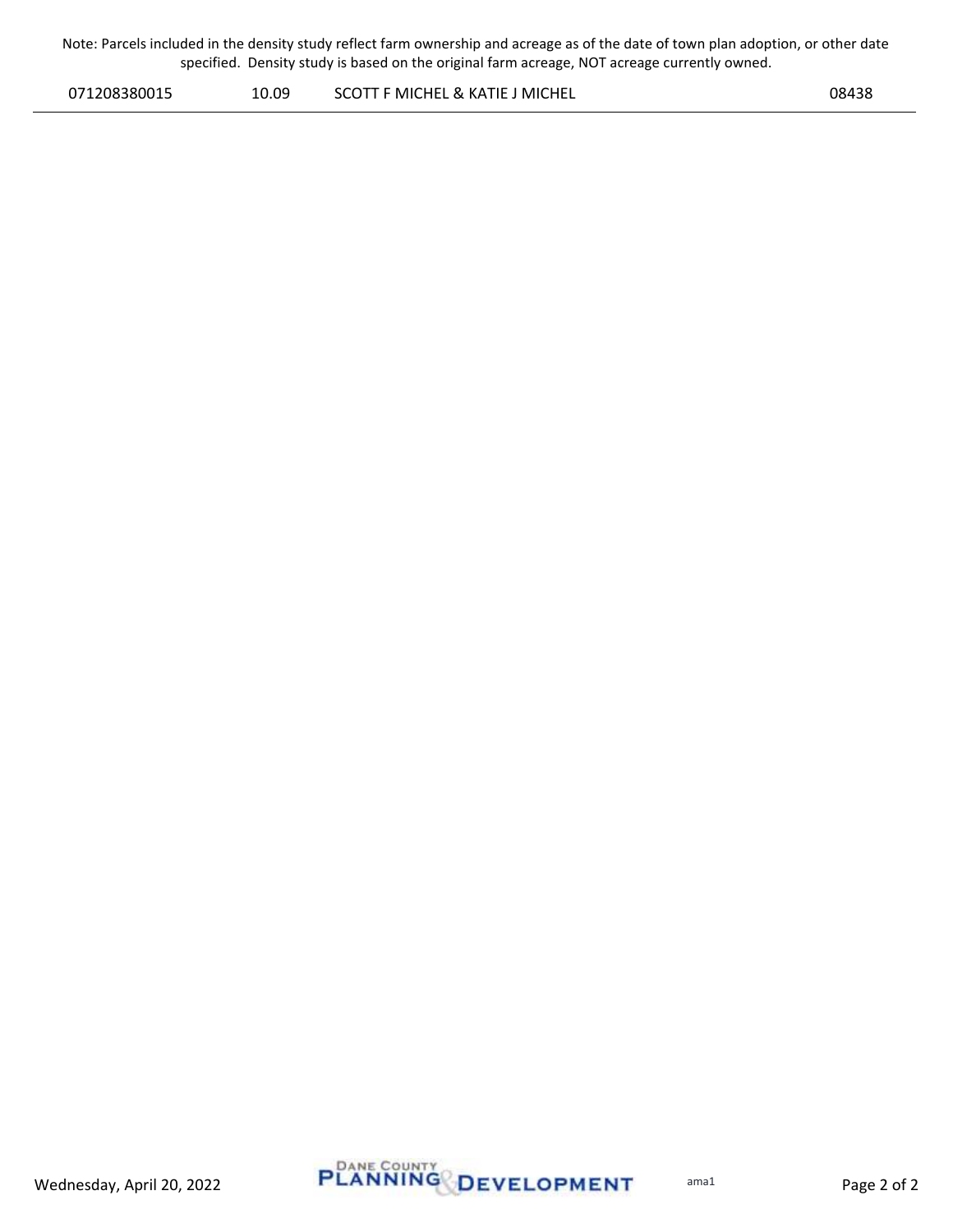Note: Parcels included in the density study reflect farm ownership and acreage as of the date of town plan adoption, or other date specified. Density study is based on the original farm acreage, NOT acreage currently owned.

| | | | |
|---|---|---|---|
| 071208380015 | 10.09 | SCOTT F MICHEL & KATIE J MICHEL | 08438 |